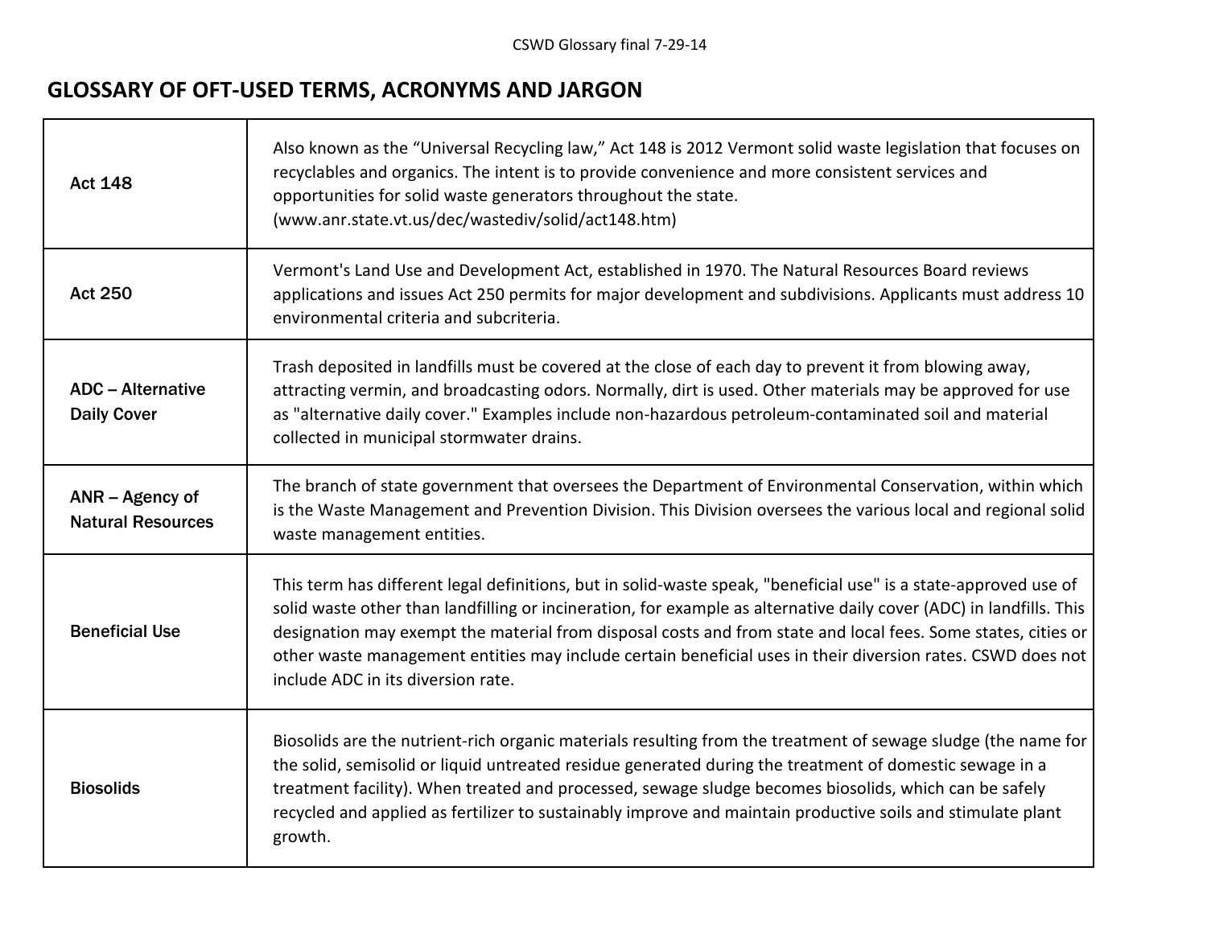# GLOSSARY OF OFT-USED TERMS, ACRONYMS AND JARGON

| | |
|---|---|
| **Act 148** | Also known as the "Universal Recycling law," Act 148 is 2012 Vermont solid waste legislation that focuses on recyclables and organics. The intent is to provide convenience and more consistent services and opportunities for solid waste generators throughout the state. (www.anr.state.vt.us/dec/wastediv/solid/act148.htm) |
| **Act 250** | Vermont's Land Use and Development Act, established in 1970. The Natural Resources Board reviews applications and issues Act 250 permits for major development and subdivisions. Applicants must address 10 environmental criteria and subcriteria. |
| **ADC – Alternative Daily Cover** | Trash deposited in landfills must be covered at the close of each day to prevent it from blowing away, attracting vermin, and broadcasting odors. Normally, dirt is used. Other materials may be approved for use as "alternative daily cover." Examples include non-hazardous petroleum-contaminated soil and material collected in municipal stormwater drains. |
| **ANR – Agency of Natural Resources** | The branch of state government that oversees the Department of Environmental Conservation, within which is the Waste Management and Prevention Division. This Division oversees the various local and regional solid waste management entities. |
| **Beneficial Use** | This term has different legal definitions, but in solid-waste speak, "beneficial use" is a state-approved use of solid waste other than landfilling or incineration, for example as alternative daily cover (ADC) in landfills. This designation may exempt the material from disposal costs and from state and local fees. Some states, cities or other waste management entities may include certain beneficial uses in their diversion rates. CSWD does not include ADC in its diversion rate. |
| **Biosolids** | Biosolids are the nutrient-rich organic materials resulting from the treatment of sewage sludge (the name for the solid, semisolid or liquid untreated residue generated during the treatment of domestic sewage in a treatment facility). When treated and processed, sewage sludge becomes biosolids, which can be safely recycled and applied as fertilizer to sustainably improve and maintain productive soils and stimulate plant growth. |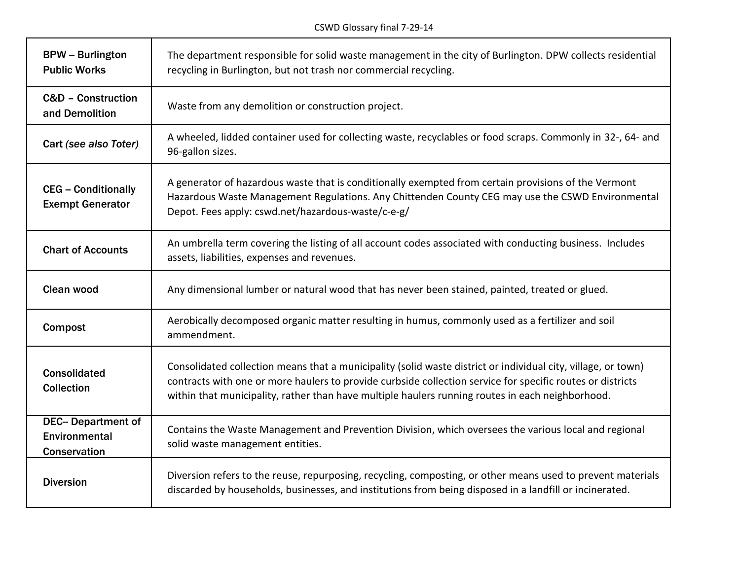| | |
|---|---|
| **BPW – Burlington Public Works** | The department responsible for solid waste management in the city of Burlington. DPW collects residential recycling in Burlington, but not trash nor commercial recycling. |
| **C&D – Construction and Demolition** | Waste from any demolition or construction project. |
| **Cart** *(see also Toter)* | A wheeled, lidded container used for collecting waste, recyclables or food scraps. Commonly in 32-, 64- and 96-gallon sizes. |
| **CEG – Conditionally Exempt Generator** | A generator of hazardous waste that is conditionally exempted from certain provisions of the Vermont Hazardous Waste Management Regulations. Any Chittenden County CEG may use the CSWD Environmental Depot. Fees apply: cswd.net/hazardous-waste/c-e-g/ |
| **Chart of Accounts** | An umbrella term covering the listing of all account codes associated with conducting business. Includes assets, liabilities, expenses and revenues. |
| **Clean wood** | Any dimensional lumber or natural wood that has never been stained, painted, treated or glued. |
| **Compost** | Aerobically decomposed organic matter resulting in humus, commonly used as a fertilizer and soil ammendment. |
| **Consolidated Collection** | Consolidated collection means that a municipality (solid waste district or individual city, village, or town) contracts with one or more haulers to provide curbside collection service for specific routes or districts within that municipality, rather than have multiple haulers running routes in each neighborhood. |
| **DEC– Department of Environmental Conservation** | Contains the Waste Management and Prevention Division, which oversees the various local and regional solid waste management entities. |
| **Diversion** | Diversion refers to the reuse, repurposing, recycling, composting, or other means used to prevent materials discarded by households, businesses, and institutions from being disposed in a landfill or incinerated. |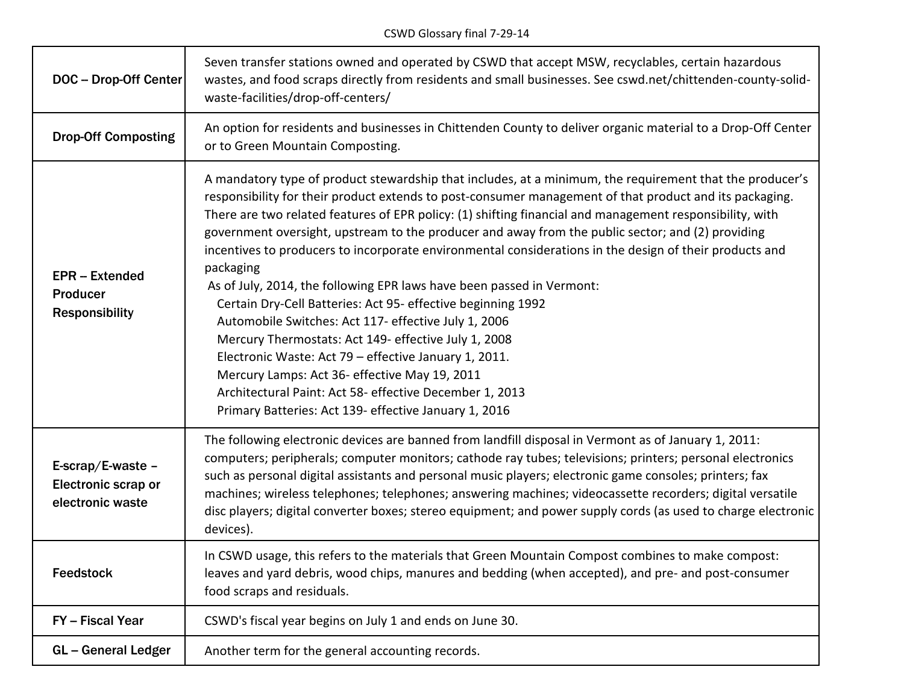| | |
|---|---|
| **DOC – Drop-Off Center** | Seven transfer stations owned and operated by CSWD that accept MSW, recyclables, certain hazardous wastes, and food scraps directly from residents and small businesses. See cswd.net/chittenden-county-solid-waste-facilities/drop-off-centers/ |
| **Drop-Off Composting** | An option for residents and businesses in Chittenden County to deliver organic material to a Drop-Off Center or to Green Mountain Composting. |
| **EPR – Extended Producer Responsibility** | A mandatory type of product stewardship that includes, at a minimum, the requirement that the producer's responsibility for their product extends to post-consumer management of that product and its packaging. There are two related features of EPR policy: (1) shifting financial and management responsibility, with government oversight, upstream to the producer and away from the public sector; and (2) providing incentives to producers to incorporate environmental considerations in the design of their products and packaging<br>As of July, 2014, the following EPR laws have been passed in Vermont:<br>Certain Dry-Cell Batteries: Act 95- effective beginning 1992<br>Automobile Switches: Act 117- effective July 1, 2006<br>Mercury Thermostats: Act 149- effective July 1, 2008<br>Electronic Waste: Act 79 – effective January 1, 2011.<br>Mercury Lamps: Act 36- effective May 19, 2011<br>Architectural Paint: Act 58- effective December 1, 2013<br>Primary Batteries: Act 139- effective January 1, 2016 |
| **E-scrap/E-waste – Electronic scrap or electronic waste** | The following electronic devices are banned from landfill disposal in Vermont as of January 1, 2011: computers; peripherals; computer monitors; cathode ray tubes; televisions; printers; personal electronics such as personal digital assistants and personal music players; electronic game consoles; printers; fax machines; wireless telephones; telephones; answering machines; videocassette recorders; digital versatile disc players; digital converter boxes; stereo equipment; and power supply cords (as used to charge electronic devices). |
| **Feedstock** | In CSWD usage, this refers to the materials that Green Mountain Compost combines to make compost: leaves and yard debris, wood chips, manures and bedding (when accepted), and pre- and post-consumer food scraps and residuals. |
| **FY – Fiscal Year** | CSWD's fiscal year begins on July 1 and ends on June 30. |
| **GL – General Ledger** | Another term for the general accounting records. |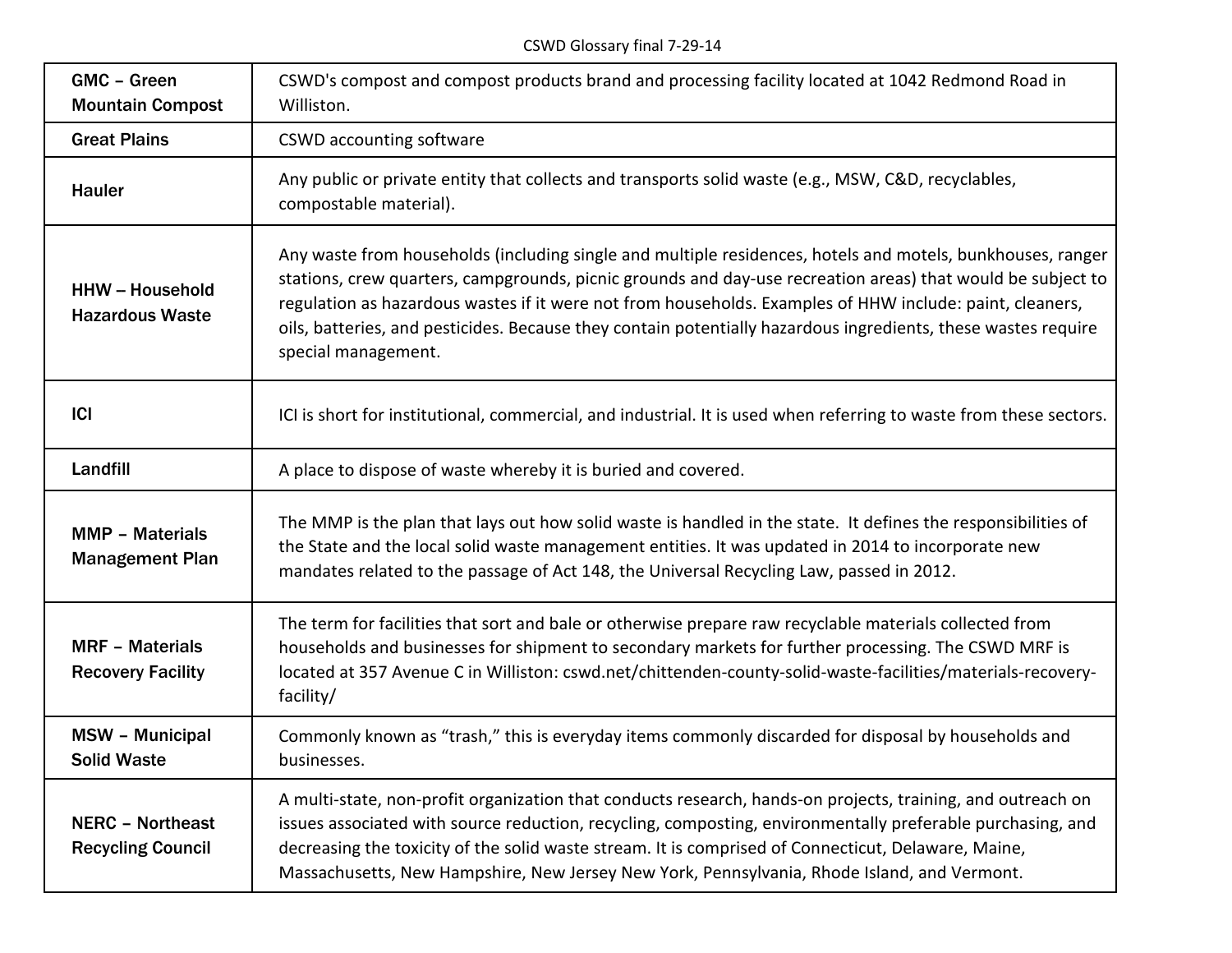| Term | Definition |
|---|---|
| GMC – Green Mountain Compost | CSWD's compost and compost products brand and processing facility located at 1042 Redmond Road in Williston. |
| Great Plains | CSWD accounting software |
| Hauler | Any public or private entity that collects and transports solid waste (e.g., MSW, C&D, recyclables, compostable material). |
| HHW – Household Hazardous Waste | Any waste from households (including single and multiple residences, hotels and motels, bunkhouses, ranger stations, crew quarters, campgrounds, picnic grounds and day-use recreation areas) that would be subject to regulation as hazardous wastes if it were not from households. Examples of HHW include: paint, cleaners, oils, batteries, and pesticides. Because they contain potentially hazardous ingredients, these wastes require special management. |
| ICI | ICI is short for institutional, commercial, and industrial. It is used when referring to waste from these sectors. |
| Landfill | A place to dispose of waste whereby it is buried and covered. |
| MMP – Materials Management Plan | The MMP is the plan that lays out how solid waste is handled in the state. It defines the responsibilities of the State and the local solid waste management entities. It was updated in 2014 to incorporate new mandates related to the passage of Act 148, the Universal Recycling Law, passed in 2012. |
| MRF – Materials Recovery Facility | The term for facilities that sort and bale or otherwise prepare raw recyclable materials collected from households and businesses for shipment to secondary markets for further processing. The CSWD MRF is located at 357 Avenue C in Williston: cswd.net/chittenden-county-solid-waste-facilities/materials-recovery-facility/ |
| MSW – Municipal Solid Waste | Commonly known as "trash," this is everyday items commonly discarded for disposal by households and businesses. |
| NERC – Northeast Recycling Council | A multi-state, non-profit organization that conducts research, hands-on projects, training, and outreach on issues associated with source reduction, recycling, composting, environmentally preferable purchasing, and decreasing the toxicity of the solid waste stream. It is comprised of Connecticut, Delaware, Maine, Massachusetts, New Hampshire, New Jersey New York, Pennsylvania, Rhode Island, and Vermont. |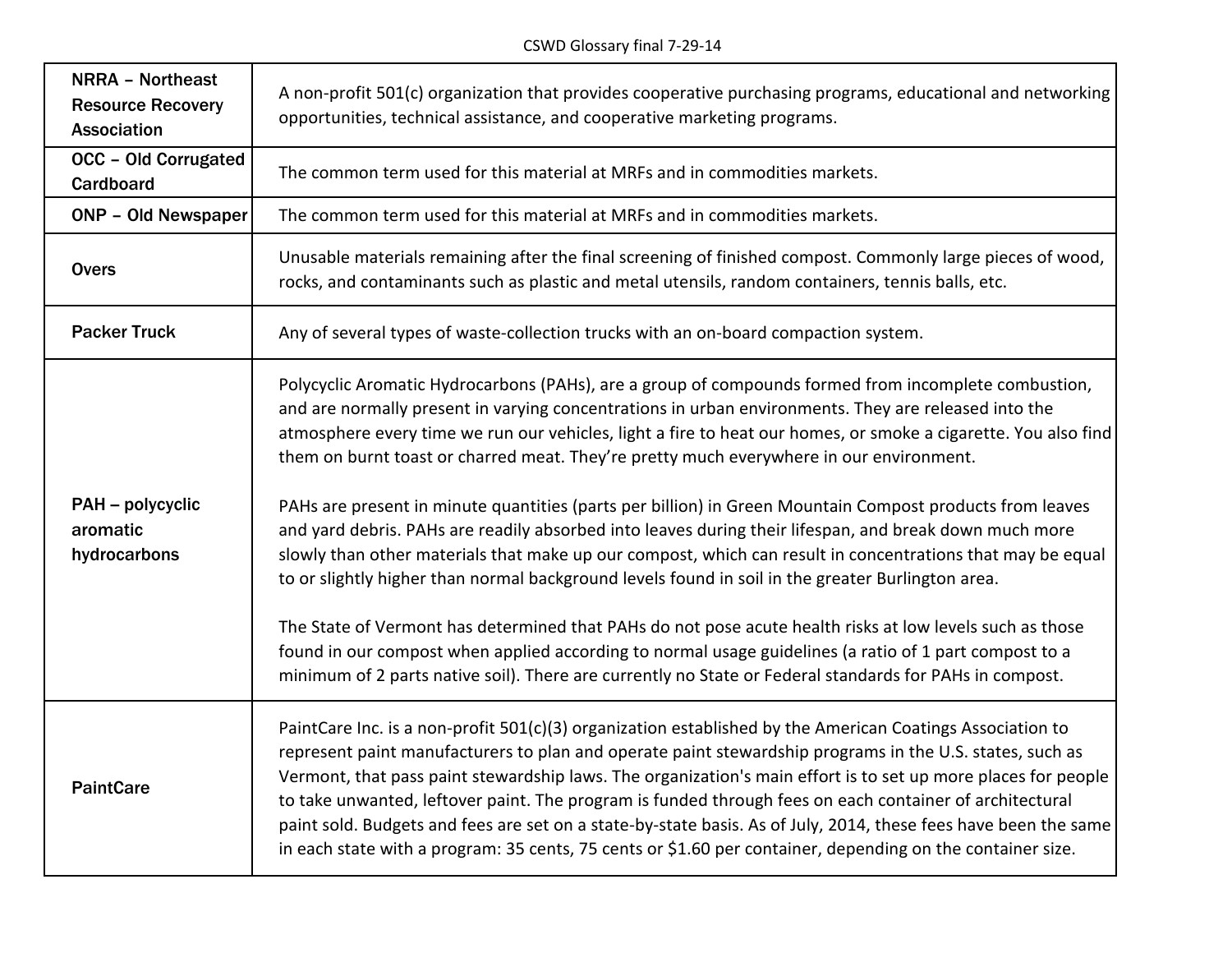| | |
|---|---|
| **NRRA – Northeast Resource Recovery Association** | A non-profit 501(c) organization that provides cooperative purchasing programs, educational and networking opportunities, technical assistance, and cooperative marketing programs. |
| **OCC – Old Corrugated Cardboard** | The common term used for this material at MRFs and in commodities markets. |
| **ONP – Old Newspaper** | The common term used for this material at MRFs and in commodities markets. |
| **Overs** | Unusable materials remaining after the final screening of finished compost. Commonly large pieces of wood, rocks, and contaminants such as plastic and metal utensils, random containers, tennis balls, etc. |
| **Packer Truck** | Any of several types of waste-collection trucks with an on-board compaction system. |
| **PAH – polycyclic aromatic hydrocarbons** | Polycyclic Aromatic Hydrocarbons (PAHs), are a group of compounds formed from incomplete combustion, and are normally present in varying concentrations in urban environments. They are released into the atmosphere every time we run our vehicles, light a fire to heat our homes, or smoke a cigarette. You also find them on burnt toast or charred meat. They're pretty much everywhere in our environment.<br><br>PAHs are present in minute quantities (parts per billion) in Green Mountain Compost products from leaves and yard debris. PAHs are readily absorbed into leaves during their lifespan, and break down much more slowly than other materials that make up our compost, which can result in concentrations that may be equal to or slightly higher than normal background levels found in soil in the greater Burlington area.<br><br>The State of Vermont has determined that PAHs do not pose acute health risks at low levels such as those found in our compost when applied according to normal usage guidelines (a ratio of 1 part compost to a minimum of 2 parts native soil). There are currently no State or Federal standards for PAHs in compost. |
| **PaintCare** | PaintCare Inc. is a non-profit 501(c)(3) organization established by the American Coatings Association to represent paint manufacturers to plan and operate paint stewardship programs in the U.S. states, such as Vermont, that pass paint stewardship laws. The organization's main effort is to set up more places for people to take unwanted, leftover paint. The program is funded through fees on each container of architectural paint sold. Budgets and fees are set on a state-by-state basis. As of July, 2014, these fees have been the same in each state with a program: 35 cents, 75 cents or $1.60 per container, depending on the container size. |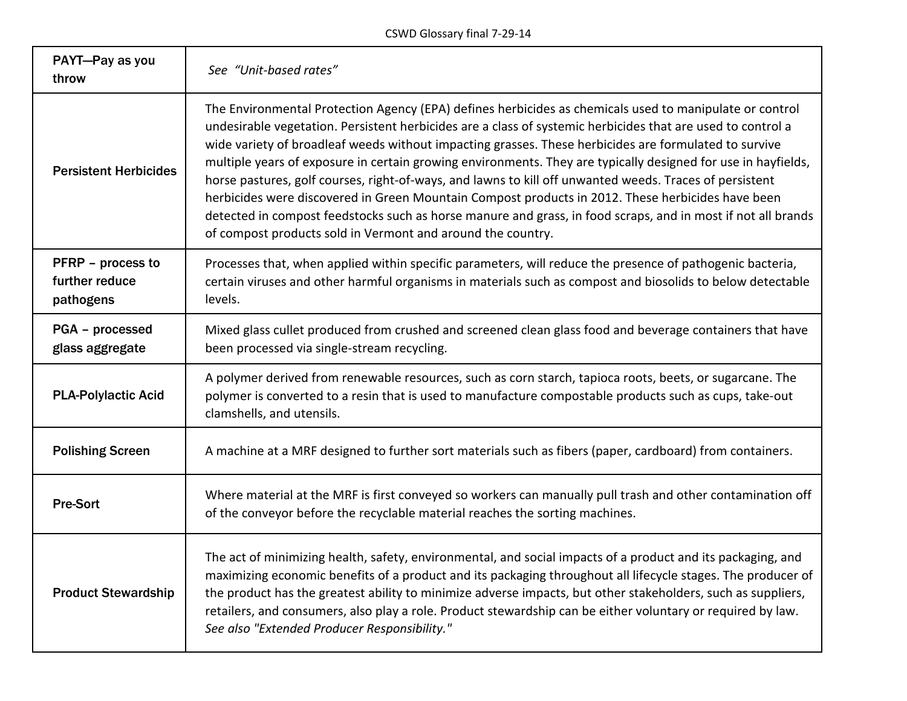| Term | Definition |
|---|---|
| **PAYT—Pay as you throw** | *See "Unit-based rates"* |
| **Persistent Herbicides** | The Environmental Protection Agency (EPA) defines herbicides as chemicals used to manipulate or control undesirable vegetation. Persistent herbicides are a class of systemic herbicides that are used to control a wide variety of broadleaf weeds without impacting grasses. These herbicides are formulated to survive multiple years of exposure in certain growing environments. They are typically designed for use in hayfields, horse pastures, golf courses, right-of-ways, and lawns to kill off unwanted weeds. Traces of persistent herbicides were discovered in Green Mountain Compost products in 2012. These herbicides have been detected in compost feedstocks such as horse manure and grass, in food scraps, and in most if not all brands of compost products sold in Vermont and around the country. |
| **PFRP – process to further reduce pathogens** | Processes that, when applied within specific parameters, will reduce the presence of pathogenic bacteria, certain viruses and other harmful organisms in materials such as compost and biosolids to below detectable levels. |
| **PGA – processed glass aggregate** | Mixed glass cullet produced from crushed and screened clean glass food and beverage containers that have been processed via single-stream recycling. |
| **PLA-Polylactic Acid** | A polymer derived from renewable resources, such as corn starch, tapioca roots, beets, or sugarcane. The polymer is converted to a resin that is used to manufacture compostable products such as cups, take-out clamshells, and utensils. |
| **Polishing Screen** | A machine at a MRF designed to further sort materials such as fibers (paper, cardboard) from containers. |
| **Pre-Sort** | Where material at the MRF is first conveyed so workers can manually pull trash and other contamination off of the conveyor before the recyclable material reaches the sorting machines. |
| **Product Stewardship** | The act of minimizing health, safety, environmental, and social impacts of a product and its packaging, and maximizing economic benefits of a product and its packaging throughout all lifecycle stages. The producer of the product has the greatest ability to minimize adverse impacts, but other stakeholders, such as suppliers, retailers, and consumers, also play a role. Product stewardship can be either voluntary or required by law. *See also "Extended Producer Responsibility."* |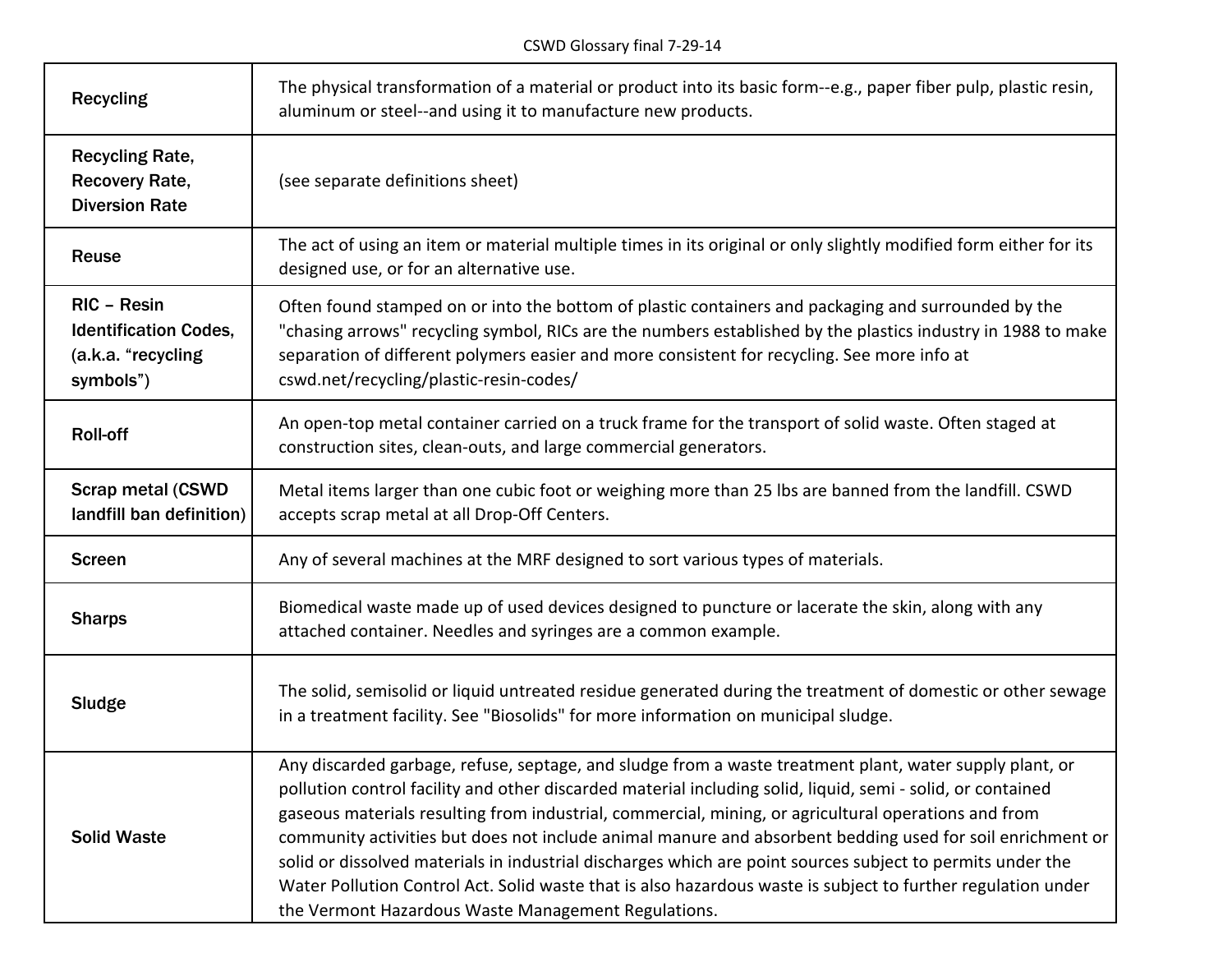| Term | Definition |
| --- | --- |
| **Recycling** | The physical transformation of a material or product into its basic form--e.g., paper fiber pulp, plastic resin, aluminum or steel--and using it to manufacture new products. |
| **Recycling Rate, Recovery Rate, Diversion Rate** | (see separate definitions sheet) |
| **Reuse** | The act of using an item or material multiple times in its original or only slightly modified form either for its designed use, or for an alternative use. |
| **RIC – Resin Identification Codes, (a.k.a. "recycling symbols")** | Often found stamped on or into the bottom of plastic containers and packaging and surrounded by the "chasing arrows" recycling symbol, RICs are the numbers established by the plastics industry in 1988 to make separation of different polymers easier and more consistent for recycling. See more info at cswd.net/recycling/plastic-resin-codes/ |
| **Roll-off** | An open-top metal container carried on a truck frame for the transport of solid waste. Often staged at construction sites, clean-outs, and large commercial generators. |
| **Scrap metal (CSWD landfill ban definition)** | Metal items larger than one cubic foot or weighing more than 25 lbs are banned from the landfill. CSWD accepts scrap metal at all Drop-Off Centers. |
| **Screen** | Any of several machines at the MRF designed to sort various types of materials. |
| **Sharps** | Biomedical waste made up of used devices designed to puncture or lacerate the skin, along with any attached container. Needles and syringes are a common example. |
| **Sludge** | The solid, semisolid or liquid untreated residue generated during the treatment of domestic or other sewage in a treatment facility. See "Biosolids" for more information on municipal sludge. |
| **Solid Waste** | Any discarded garbage, refuse, septage, and sludge from a waste treatment plant, water supply plant, or pollution control facility and other discarded material including solid, liquid, semi - solid, or contained gaseous materials resulting from industrial, commercial, mining, or agricultural operations and from community activities but does not include animal manure and absorbent bedding used for soil enrichment or solid or dissolved materials in industrial discharges which are point sources subject to permits under the Water Pollution Control Act. Solid waste that is also hazardous waste is subject to further regulation under the Vermont Hazardous Waste Management Regulations. |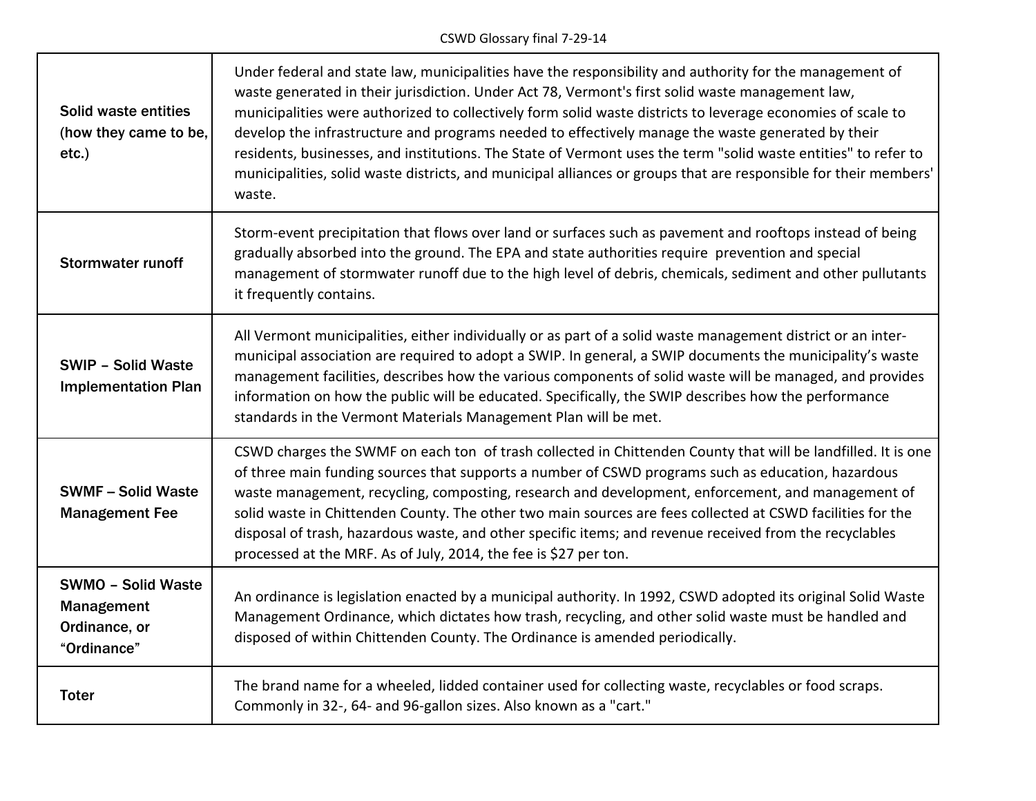| | |
|---|---|
| **Solid waste entities (how they came to be, etc.)** | Under federal and state law, municipalities have the responsibility and authority for the management of waste generated in their jurisdiction. Under Act 78, Vermont's first solid waste management law, municipalities were authorized to collectively form solid waste districts to leverage economies of scale to develop the infrastructure and programs needed to effectively manage the waste generated by their residents, businesses, and institutions. The State of Vermont uses the term "solid waste entities" to refer to municipalities, solid waste districts, and municipal alliances or groups that are responsible for their members' waste. |
| **Stormwater runoff** | Storm-event precipitation that flows over land or surfaces such as pavement and rooftops instead of being gradually absorbed into the ground. The EPA and state authorities require prevention and special management of stormwater runoff due to the high level of debris, chemicals, sediment and other pullutants it frequently contains. |
| **SWIP – Solid Waste Implementation Plan** | All Vermont municipalities, either individually or as part of a solid waste management district or an inter-municipal association are required to adopt a SWIP. In general, a SWIP documents the municipality's waste management facilities, describes how the various components of solid waste will be managed, and provides information on how the public will be educated. Specifically, the SWIP describes how the performance standards in the Vermont Materials Management Plan will be met. |
| **SWMF – Solid Waste Management Fee** | CSWD charges the SWMF on each ton of trash collected in Chittenden County that will be landfilled. It is one of three main funding sources that supports a number of CSWD programs such as education, hazardous waste management, recycling, composting, research and development, enforcement, and management of solid waste in Chittenden County. The other two main sources are fees collected at CSWD facilities for the disposal of trash, hazardous waste, and other specific items; and revenue received from the recyclables processed at the MRF. As of July, 2014, the fee is $27 per ton. |
| **SWMO – Solid Waste Management Ordinance, or "Ordinance"** | An ordinance is legislation enacted by a municipal authority. In 1992, CSWD adopted its original Solid Waste Management Ordinance, which dictates how trash, recycling, and other solid waste must be handled and disposed of within Chittenden County. The Ordinance is amended periodically. |
| **Toter** | The brand name for a wheeled, lidded container used for collecting waste, recyclables or food scraps. Commonly in 32-, 64- and 96-gallon sizes. Also known as a "cart." |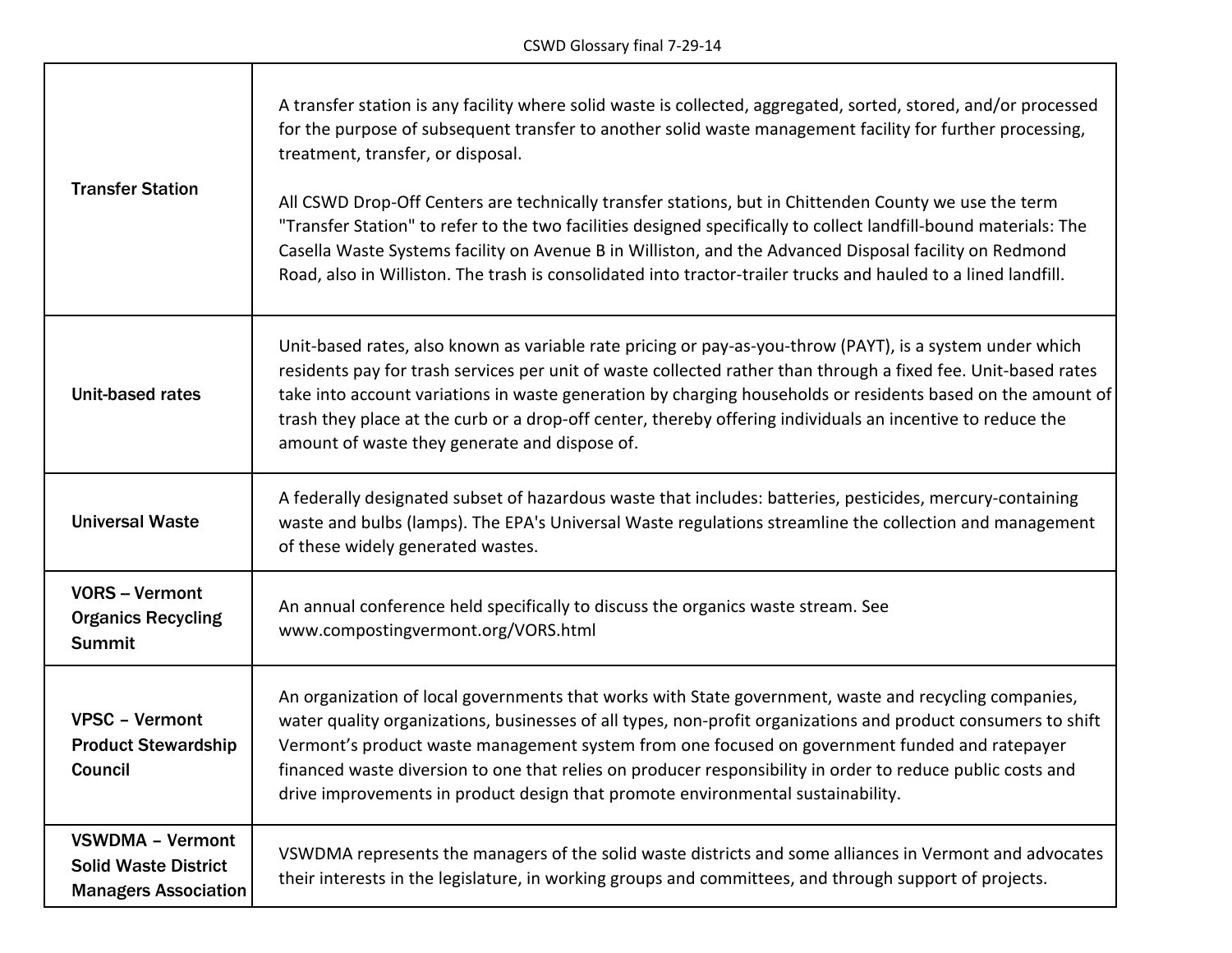| | |
|---|---|
| **Transfer Station** | A transfer station is any facility where solid waste is collected, aggregated, sorted, stored, and/or processed for the purpose of subsequent transfer to another solid waste management facility for further processing, treatment, transfer, or disposal.<br><br>All CSWD Drop-Off Centers are technically transfer stations, but in Chittenden County we use the term "Transfer Station" to refer to the two facilities designed specifically to collect landfill-bound materials: The Casella Waste Systems facility on Avenue B in Williston, and the Advanced Disposal facility on Redmond Road, also in Williston. The trash is consolidated into tractor-trailer trucks and hauled to a lined landfill. |
| **Unit-based rates** | Unit-based rates, also known as variable rate pricing or pay-as-you-throw (PAYT), is a system under which residents pay for trash services per unit of waste collected rather than through a fixed fee. Unit-based rates take into account variations in waste generation by charging households or residents based on the amount of trash they place at the curb or a drop-off center, thereby offering individuals an incentive to reduce the amount of waste they generate and dispose of. |
| **Universal Waste** | A federally designated subset of hazardous waste that includes: batteries, pesticides, mercury-containing waste and bulbs (lamps). The EPA's Universal Waste regulations streamline the collection and management of these widely generated wastes. |
| **VORS – Vermont Organics Recycling Summit** | An annual conference held specifically to discuss the organics waste stream. See www.compostingvermont.org/VORS.html |
| **VPSC – Vermont Product Stewardship Council** | An organization of local governments that works with State government, waste and recycling companies, water quality organizations, businesses of all types, non-profit organizations and product consumers to shift Vermont's product waste management system from one focused on government funded and ratepayer financed waste diversion to one that relies on producer responsibility in order to reduce public costs and drive improvements in product design that promote environmental sustainability. |
| **VSWDMA – Vermont Solid Waste District Managers Association** | VSWDMA represents the managers of the solid waste districts and some alliances in Vermont and advocates their interests in the legislature, in working groups and committees, and through support of projects. |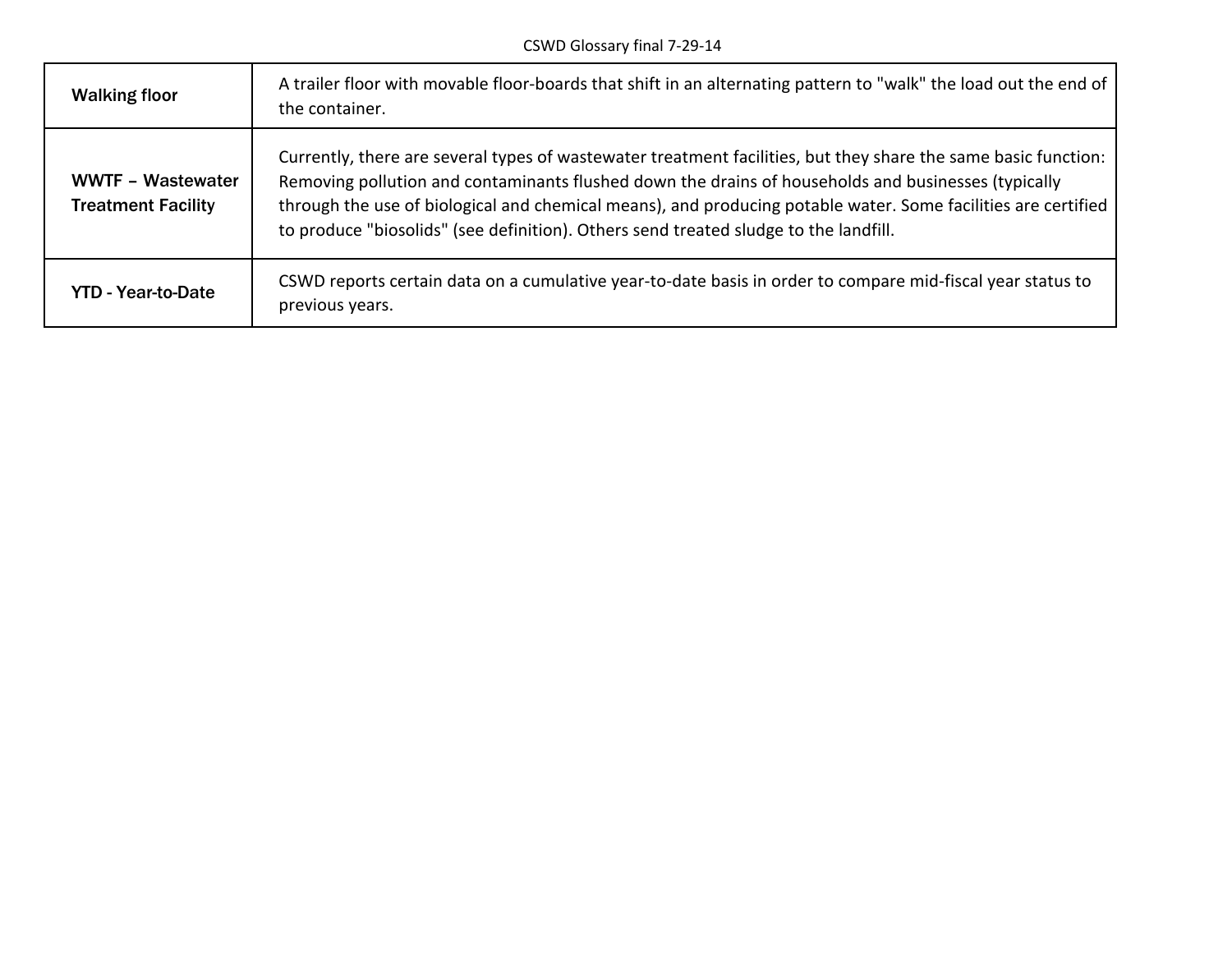| | |
|---|---|
| **Walking floor** | A trailer floor with movable floor-boards that shift in an alternating pattern to "walk" the load out the end of the container. |
| **WWTF – Wastewater Treatment Facility** | Currently, there are several types of wastewater treatment facilities, but they share the same basic function: Removing pollution and contaminants flushed down the drains of households and businesses (typically through the use of biological and chemical means), and producing potable water. Some facilities are certified to produce "biosolids" (see definition). Others send treated sludge to the landfill. |
| **YTD - Year-to-Date** | CSWD reports certain data on a cumulative year-to-date basis in order to compare mid-fiscal year status to previous years. |